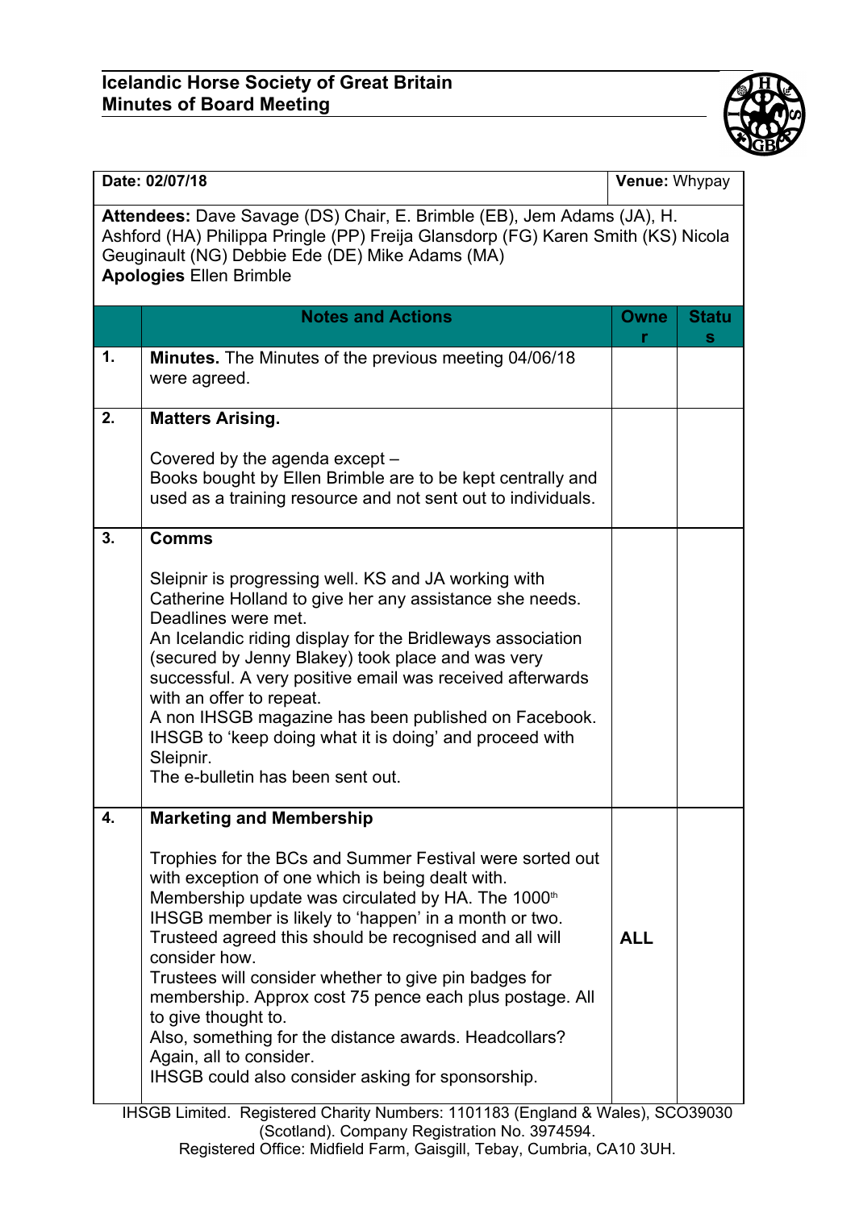**Icelandic Horse Society of Great Britain**
**Minutes of Board Meeting**

| **Date: 02/07/18** | | | **Venue:** Whypay |
|---|---|---|---|
| **Attendees:** Dave Savage (DS) Chair, E. Brimble (EB), Jem Adams (JA), H. Ashford (HA) Philippa Pringle (PP) Freija Glansdorp (FG) Karen Smith (KS) Nicola Geuginault (NG) Debbie Ede (DE) Mike Adams (MA)<br>**Apologies** Ellen Brimble | | | |

| | **Notes and Actions** | **Owner** | **Status** |
|---|---|---|---|
| **1.** | **Minutes.** The Minutes of the previous meeting 04/06/18 were agreed. | | |
| **2.** | **Matters Arising.**<br><br>Covered by the agenda except –<br>Books bought by Ellen Brimble are to be kept centrally and used as a training resource and not sent out to individuals. | | |
| **3.** | **Comms**<br><br>Sleipnir is progressing well. KS and JA working with Catherine Holland to give her any assistance she needs. Deadlines were met.<br>An Icelandic riding display for the Bridleways association (secured by Jenny Blakey) took place and was very successful. A very positive email was received afterwards with an offer to repeat.<br>A non IHSGB magazine has been published on Facebook. IHSGB to 'keep doing what it is doing' and proceed with Sleipnir.<br>The e-bulletin has been sent out. | | |
| **4.** | **Marketing and Membership**<br><br>Trophies for the BCs and Summer Festival were sorted out with exception of one which is being dealt with.<br>Membership update was circulated by HA. The 1000th IHSGB member is likely to 'happen' in a month or two. Trusteed agreed this should be recognised and all will consider how.<br>Trustees will consider whether to give pin badges for membership. Approx cost 75 pence each plus postage. All to give thought to.<br>Also, something for the distance awards. Headcollars? Again, all to consider.<br>IHSGB could also consider asking for sponsorship. | **ALL** | |

IHSGB Limited. Registered Charity Numbers: 1101183 (England & Wales), SCO39030 (Scotland). Company Registration No. 3974594.
Registered Office: Midfield Farm, Gaisgill, Tebay, Cumbria, CA10 3UH.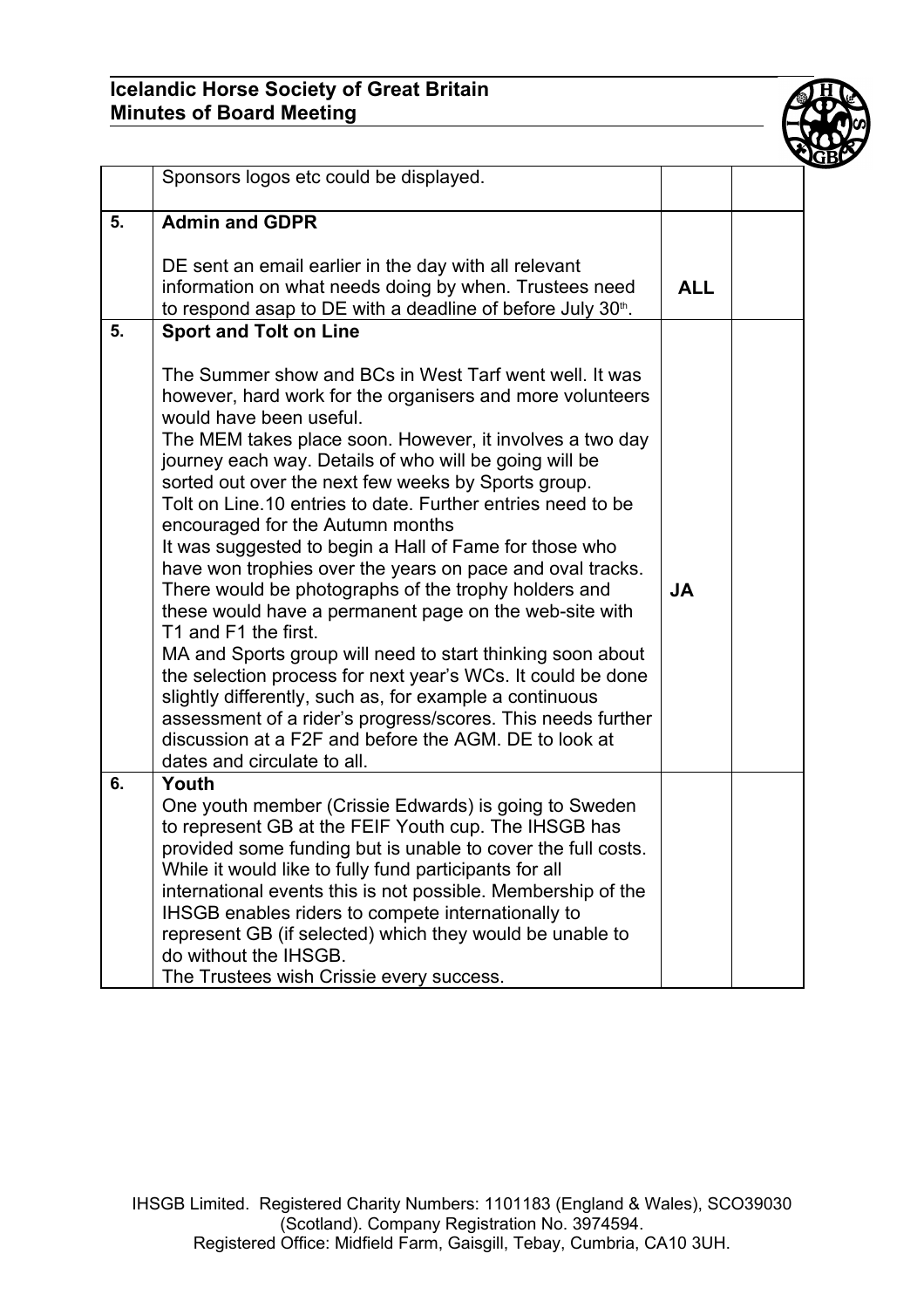| | | | |
|---|---|---|---|
| | Sponsors logos etc could be displayed. | | |
| 5. | **Admin and GDPR**<br><br>DE sent an email earlier in the day with all relevant information on what needs doing by when. Trustees need to respond asap to DE with a deadline of before July 30th. | **ALL** | |
| 5. | **Sport and Tolt on Line**<br><br>The Summer show and BCs in West Tarf went well. It was however, hard work for the organisers and more volunteers would have been useful.<br>The MEM takes place soon. However, it involves a two day journey each way. Details of who will be going will be sorted out over the next few weeks by Sports group.<br>Tolt on Line.10 entries to date. Further entries need to be encouraged for the Autumn months<br>It was suggested to begin a Hall of Fame for those who have won trophies over the years on pace and oval tracks. There would be photographs of the trophy holders and these would have a permanent page on the web-site with T1 and F1 the first.<br>MA and Sports group will need to start thinking soon about the selection process for next year's WCs. It could be done slightly differently, such as, for example a continuous assessment of a rider's progress/scores. This needs further discussion at a F2F and before the AGM. DE to look at dates and circulate to all. | **JA** | |
| 6. | **Youth**<br>One youth member (Crissie Edwards) is going to Sweden to represent GB at the FEIF Youth cup. The IHSGB has provided some funding but is unable to cover the full costs. While it would like to fully fund participants for all international events this is not possible. Membership of the IHSGB enables riders to compete internationally to represent GB (if selected) which they would be unable to do without the IHSGB.<br>The Trustees wish Crissie every success. | | |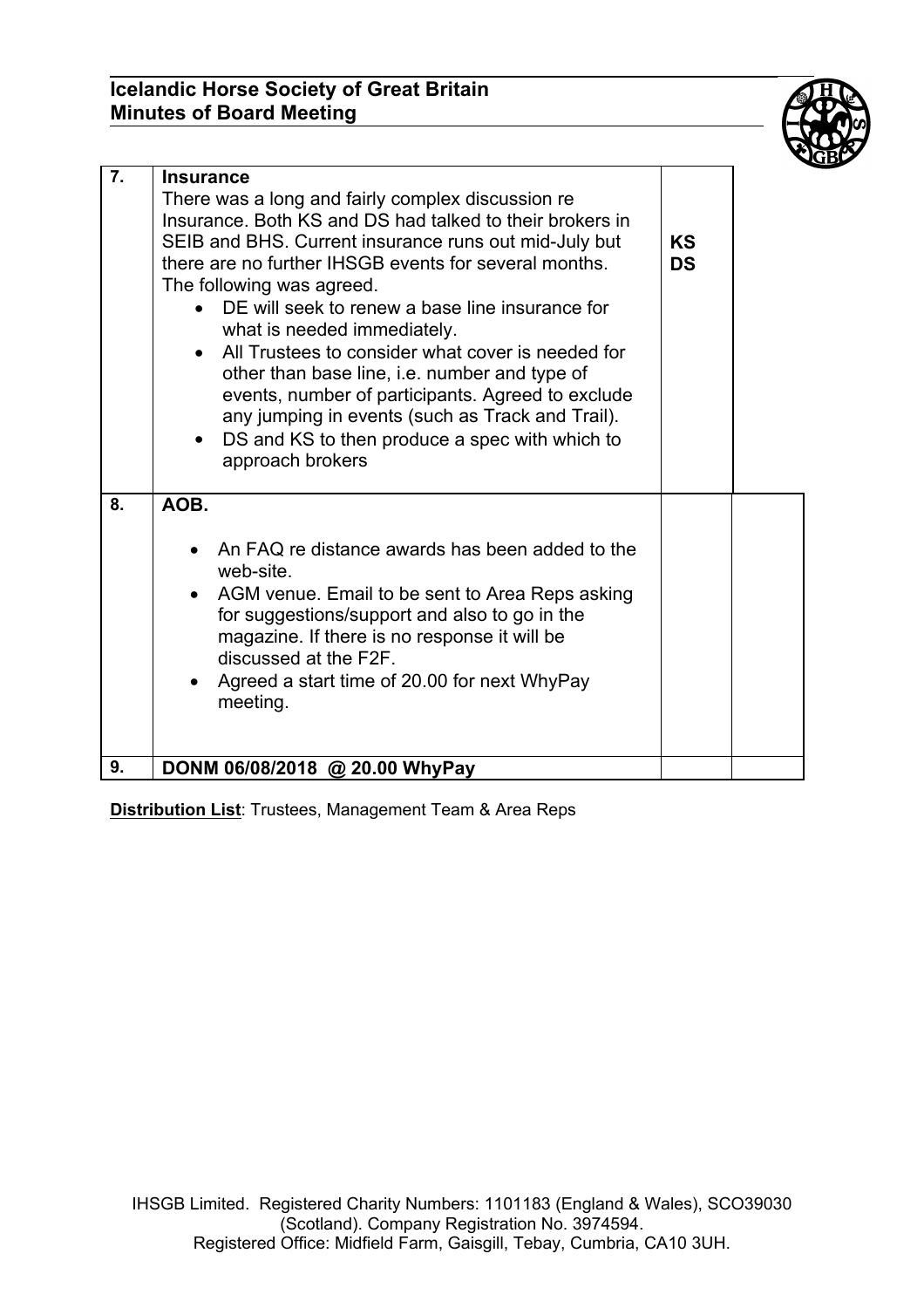| | | | |
|---|---|---|---|
| 7. | **Insurance**<br>There was a long and fairly complex discussion re Insurance. Both KS and DS had talked to their brokers in SEIB and BHS. Current insurance runs out mid-July but there are no further IHSGB events for several months. The following was agreed.<br>• DE will seek to renew a base line insurance for what is needed immediately.<br>• All Trustees to consider what cover is needed for other than base line, i.e. number and type of events, number of participants. Agreed to exclude any jumping in events (such as Track and Trail).<br>• DS and KS to then produce a spec with which to approach brokers | **KS**<br>**DS** | |
| 8. | **AOB.**<br>• An FAQ re distance awards has been added to the web-site.<br>• AGM venue. Email to be sent to Area Reps asking for suggestions/support and also to go in the magazine. If there is no response it will be discussed at the F2F.<br>• Agreed a start time of 20.00 for next WhyPay meeting. | | |
| 9. | **DONM 06/08/2018 @ 20.00 WhyPay** | | |

**Distribution List**: Trustees, Management Team & Area Reps

IHSGB Limited. Registered Charity Numbers: 1101183 (England & Wales), SCO39030 (Scotland). Company Registration No. 3974594.
Registered Office: Midfield Farm, Gaisgill, Tebay, Cumbria, CA10 3UH.